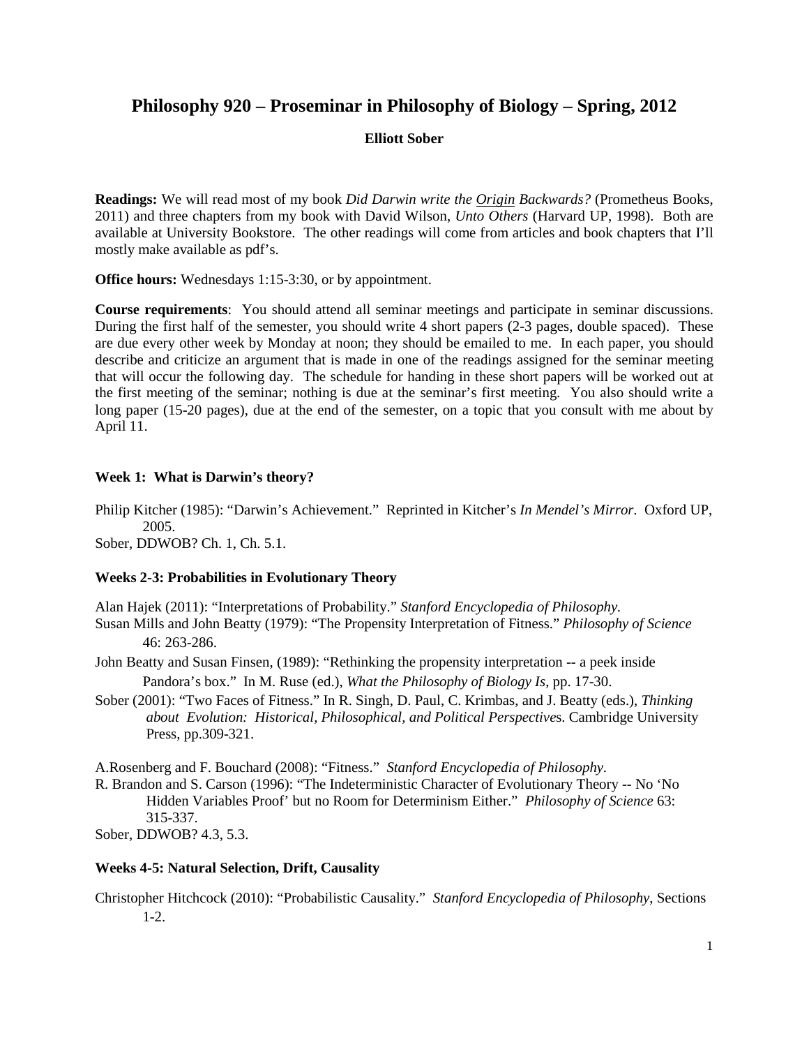# Philosophy 920 – Proseminar in Philosophy of Biology – Spring, 2012

**Elliott Sober**

**Readings:** We will read most of my book *Did Darwin write the Origin Backwards?* (Prometheus Books, 2011) and three chapters from my book with David Wilson, *Unto Others* (Harvard UP, 1998). Both are available at University Bookstore. The other readings will come from articles and book chapters that I'll mostly make available as pdf's.

**Office hours:** Wednesdays 1:15-3:30, or by appointment.

**Course requirements**: You should attend all seminar meetings and participate in seminar discussions. During the first half of the semester, you should write 4 short papers (2-3 pages, double spaced). These are due every other week by Monday at noon; they should be emailed to me. In each paper, you should describe and criticize an argument that is made in one of the readings assigned for the seminar meeting that will occur the following day. The schedule for handing in these short papers will be worked out at the first meeting of the seminar; nothing is due at the seminar's first meeting. You also should write a long paper (15-20 pages), due at the end of the semester, on a topic that you consult with me about by April 11.

### Week 1: What is Darwin's theory?

Philip Kitcher (1985): "Darwin's Achievement." Reprinted in Kitcher's *In Mendel's Mirror*. Oxford UP, 2005.

Sober, DDWOB? Ch. 1, Ch. 5.1.

### Weeks 2-3: Probabilities in Evolutionary Theory

Alan Hajek (2011): "Interpretations of Probability." *Stanford Encyclopedia of Philosophy.*

Susan Mills and John Beatty (1979): "The Propensity Interpretation of Fitness." *Philosophy of Science* 46: 263-286.

John Beatty and Susan Finsen, (1989): "Rethinking the propensity interpretation -- a peek inside Pandora's box." In M. Ruse (ed.), *What the Philosophy of Biology Is*, pp. 17-30.

Sober (2001): "Two Faces of Fitness." In R. Singh, D. Paul, C. Krimbas, and J. Beatty (eds.), *Thinking about Evolution: Historical, Philosophical, and Political Perspectives*. Cambridge University Press, pp.309-321.

A.Rosenberg and F. Bouchard (2008): "Fitness." *Stanford Encyclopedia of Philosophy*.

R. Brandon and S. Carson (1996): "The Indeterministic Character of Evolutionary Theory -- No 'No Hidden Variables Proof' but no Room for Determinism Either." *Philosophy of Science* 63: 315-337.

Sober, DDWOB? 4.3, 5.3.

### Weeks 4-5: Natural Selection, Drift, Causality

Christopher Hitchcock (2010): "Probabilistic Causality." *Stanford Encyclopedia of Philosophy*, Sections 1-2.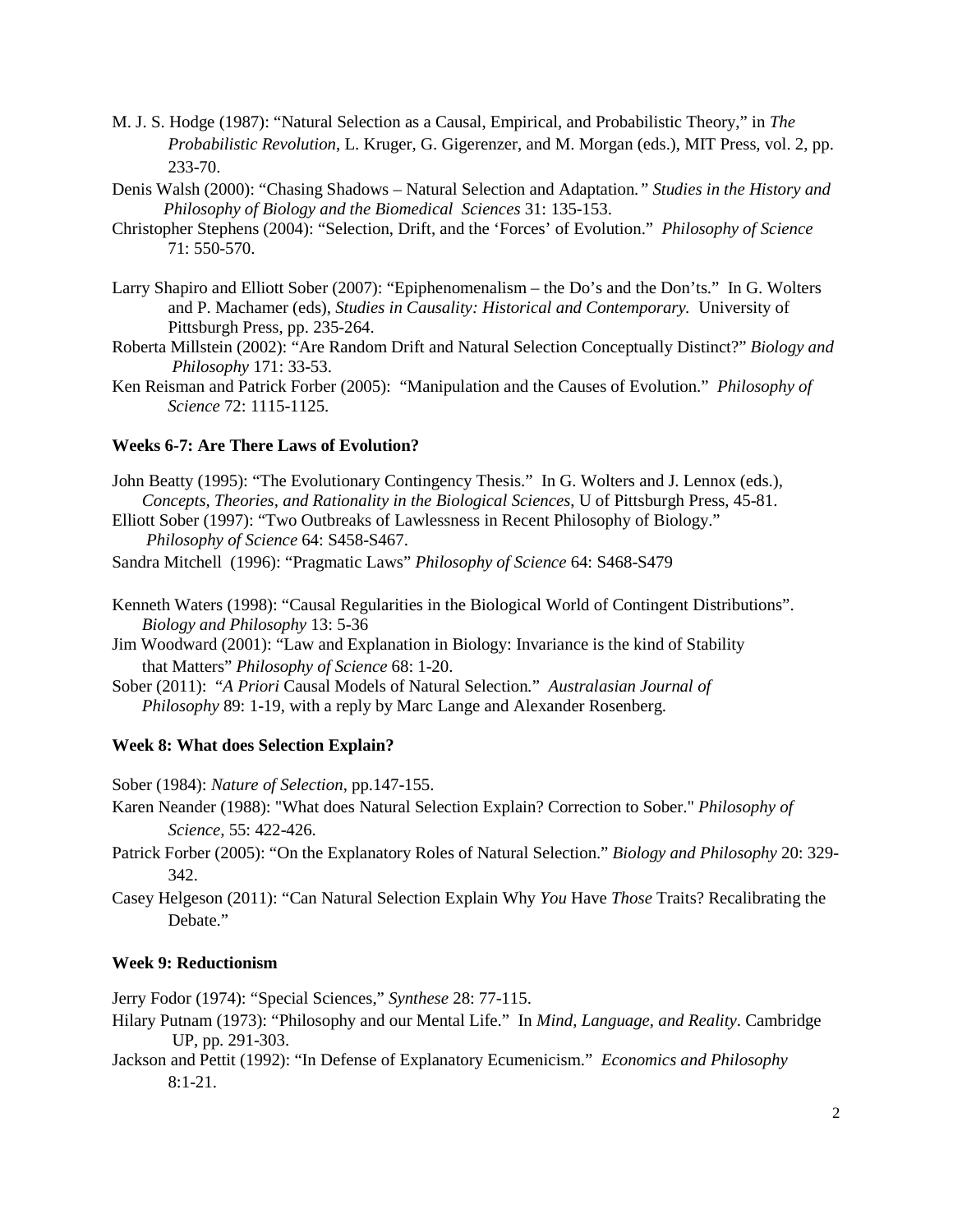M. J. S. Hodge (1987): "Natural Selection as a Causal, Empirical, and Probabilistic Theory," in *The Probabilistic Revolution*, L. Kruger, G. Gigerenzer, and M. Morgan (eds.), MIT Press, vol. 2, pp. 233-70.

Denis Walsh (2000): "Chasing Shadows – Natural Selection and Adaptation." *Studies in the History and Philosophy of Biology and the Biomedical Sciences* 31: 135-153.

Christopher Stephens (2004): "Selection, Drift, and the 'Forces' of Evolution." *Philosophy of Science* 71: 550-570.

Larry Shapiro and Elliott Sober (2007): "Epiphenomenalism – the Do's and the Don'ts." In G. Wolters and P. Machamer (eds), *Studies in Causality: Historical and Contemporary.* University of Pittsburgh Press, pp. 235-264.

Roberta Millstein (2002): "Are Random Drift and Natural Selection Conceptually Distinct?" *Biology and Philosophy* 171: 33-53.

Ken Reisman and Patrick Forber (2005): "Manipulation and the Causes of Evolution." *Philosophy of Science* 72: 1115-1125.

**Weeks 6-7: Are There Laws of Evolution?**

John Beatty (1995): "The Evolutionary Contingency Thesis." In G. Wolters and J. Lennox (eds.), *Concepts, Theories, and Rationality in the Biological Sciences*, U of Pittsburgh Press, 45-81.

Elliott Sober (1997): "Two Outbreaks of Lawlessness in Recent Philosophy of Biology." *Philosophy of Science* 64: S458-S467.

Sandra Mitchell (1996): "Pragmatic Laws" *Philosophy of Science* 64: S468-S479

Kenneth Waters (1998): "Causal Regularities in the Biological World of Contingent Distributions". *Biology and Philosophy* 13: 5-36

Jim Woodward (2001): "Law and Explanation in Biology: Invariance is the kind of Stability that Matters" *Philosophy of Science* 68: 1-20.

Sober (2011): "*A Priori* Causal Models of Natural Selection." *Australasian Journal of Philosophy* 89: 1-19, with a reply by Marc Lange and Alexander Rosenberg.

**Week 8: What does Selection Explain?**

Sober (1984): *Nature of Selection*, pp.147-155.

Karen Neander (1988): "What does Natural Selection Explain? Correction to Sober." *Philosophy of Science,* 55: 422-426.

Patrick Forber (2005): "On the Explanatory Roles of Natural Selection." *Biology and Philosophy* 20: 329-342.

Casey Helgeson (2011): "Can Natural Selection Explain Why *You* Have *Those* Traits? Recalibrating the Debate."

**Week 9: Reductionism**

Jerry Fodor (1974): "Special Sciences," *Synthese* 28: 77-115.

Hilary Putnam (1973): "Philosophy and our Mental Life." In *Mind, Language, and Reality*. Cambridge UP, pp. 291-303.

Jackson and Pettit (1992): "In Defense of Explanatory Ecumenicism." *Economics and Philosophy* 8:1-21.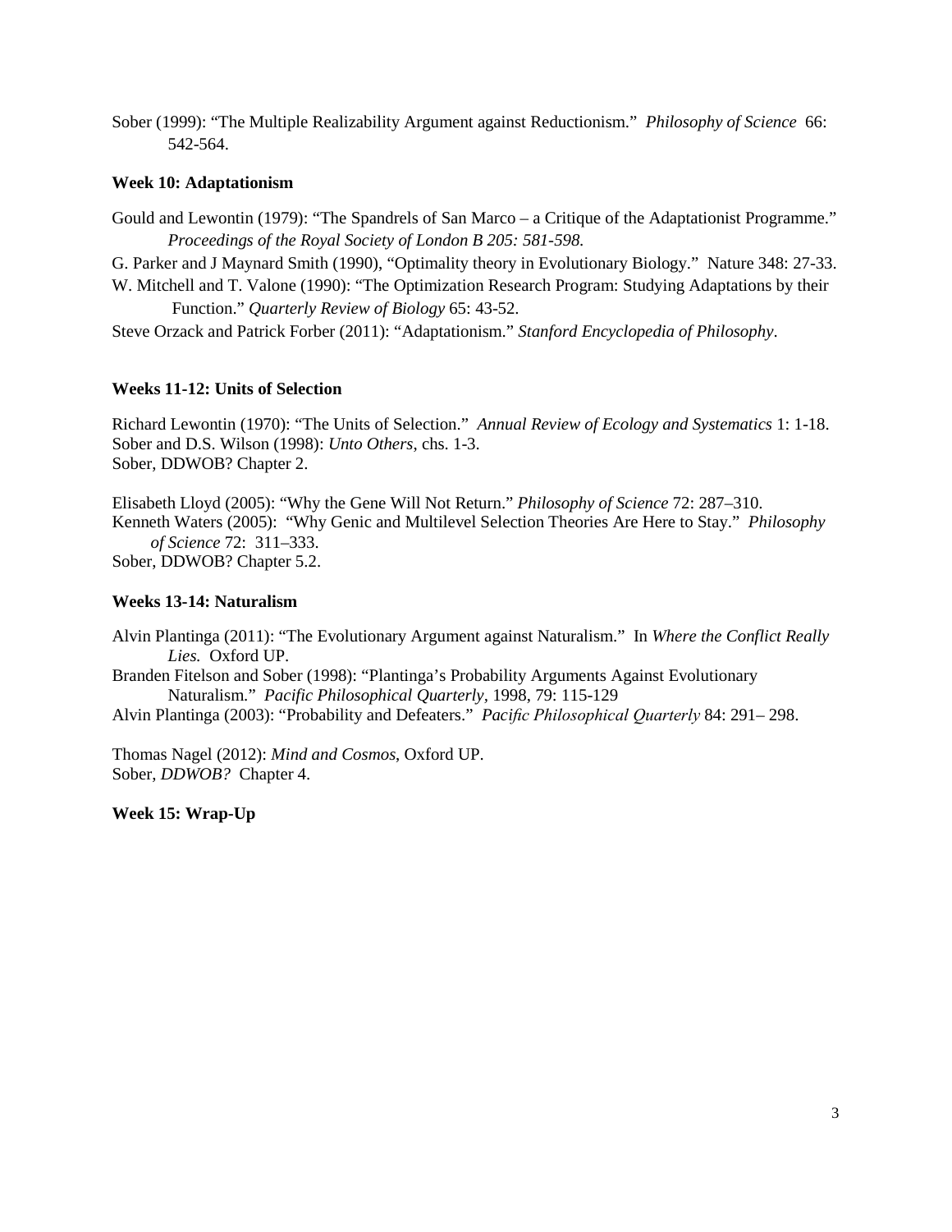Sober (1999): "The Multiple Realizability Argument against Reductionism." *Philosophy of Science* 66: 542-564.

**Week 10: Adaptationism**

Gould and Lewontin (1979): "The Spandrels of San Marco – a Critique of the Adaptationist Programme." *Proceedings of the Royal Society of London B 205: 581-598.*

G. Parker and J Maynard Smith (1990), "Optimality theory in Evolutionary Biology." Nature 348: 27-33.

W. Mitchell and T. Valone (1990): "The Optimization Research Program: Studying Adaptations by their Function." *Quarterly Review of Biology* 65: 43-52.

Steve Orzack and Patrick Forber (2011): "Adaptationism." *Stanford Encyclopedia of Philosophy*.

**Weeks 11-12: Units of Selection**

Richard Lewontin (1970): "The Units of Selection." *Annual Review of Ecology and Systematics* 1: 1-18.

Sober and D.S. Wilson (1998): *Unto Others*, chs. 1-3.

Sober, DDWOB? Chapter 2.

Elisabeth Lloyd (2005): "Why the Gene Will Not Return." *Philosophy of Science* 72: 287–310.

Kenneth Waters (2005): "Why Genic and Multilevel Selection Theories Are Here to Stay." *Philosophy of Science* 72: 311–333.

Sober, DDWOB? Chapter 5.2.

**Weeks 13-14: Naturalism**

Alvin Plantinga (2011): "The Evolutionary Argument against Naturalism." In *Where the Conflict Really Lies.* Oxford UP.

Branden Fitelson and Sober (1998): "Plantinga's Probability Arguments Against Evolutionary Naturalism." *Pacific Philosophical Quarterly*, 1998, 79: 115-129

Alvin Plantinga (2003): "Probability and Defeaters." *Pacific Philosophical Quarterly* 84: 291– 298.

Thomas Nagel (2012): *Mind and Cosmos*, Oxford UP.

Sober, *DDWOB?* Chapter 4.

**Week 15: Wrap-Up**